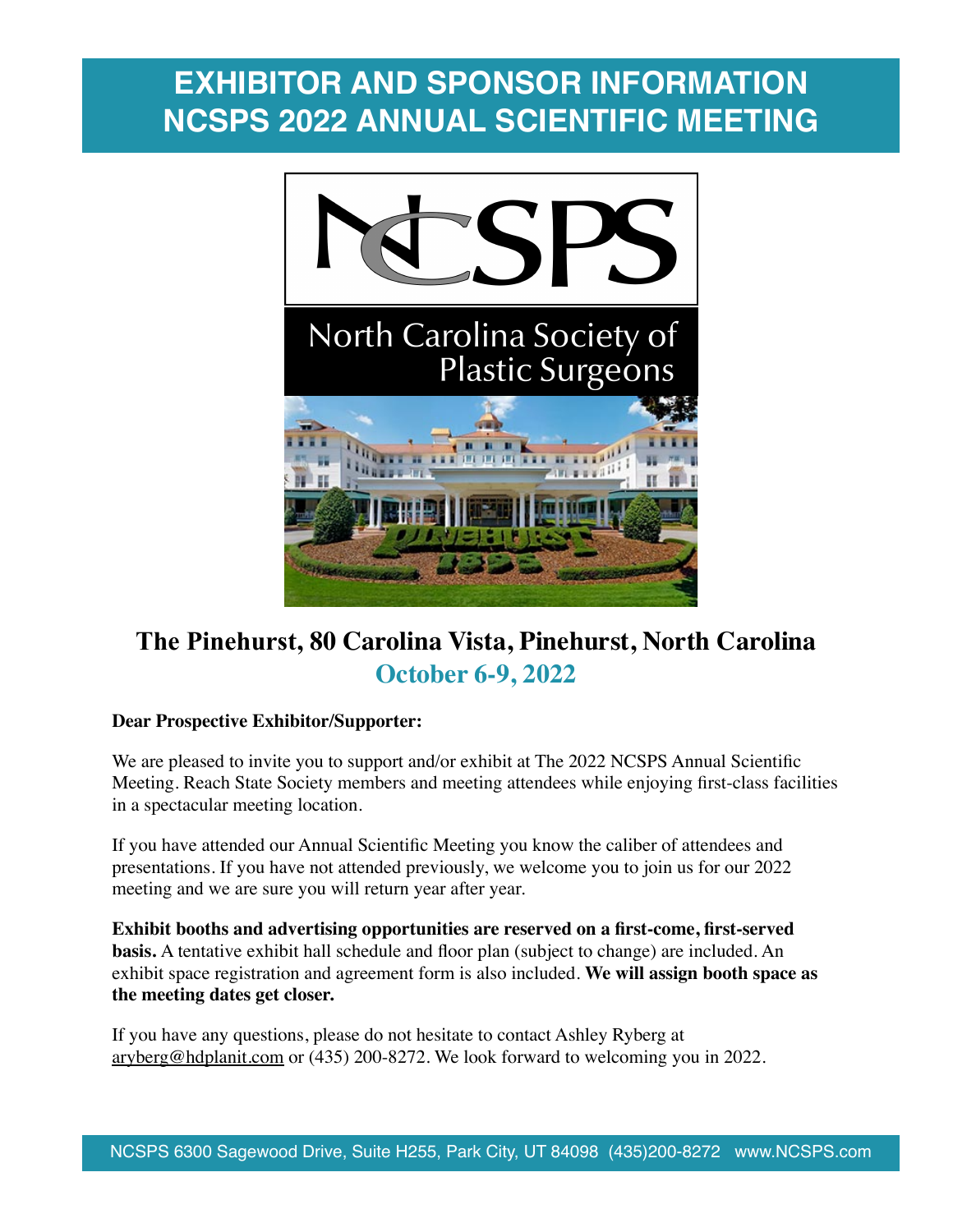# EXHIBITOR AND SPONSOR INFORMATION NCSPS 2022 ANNUAL SCIENTIFIC MEETING

NCSPS

North Carolina Society of Plastic Surgeons

## The Pinehurst, 80 Carolina Vista, Pinehurst, North Carolina
## October 6-9, 2022

**Dear Prospective Exhibitor/Supporter:**

We are pleased to invite you to support and/or exhibit at The 2022 NCSPS Annual Scientific Meeting. Reach State Society members and meeting attendees while enjoying first-class facilities in a spectacular meeting location.

If you have attended our Annual Scientific Meeting you know the caliber of attendees and presentations. If you have not attended previously, we welcome you to join us for our 2022 meeting and we are sure you will return year after year.

**Exhibit booths and advertising opportunities are reserved on a first-come, first-served basis.** A tentative exhibit hall schedule and floor plan (subject to change) are included. An exhibit space registration and agreement form is also included. **We will assign booth space as the meeting dates get closer.**

If you have any questions, please do not hesitate to contact Ashley Ryberg at aryberg@hdplanit.com or (435) 200-8272. We look forward to welcoming you in 2022.

NCSPS 6300 Sagewood Drive, Suite H255, Park City, UT 84098 (435)200-8272 www.NCSPS.com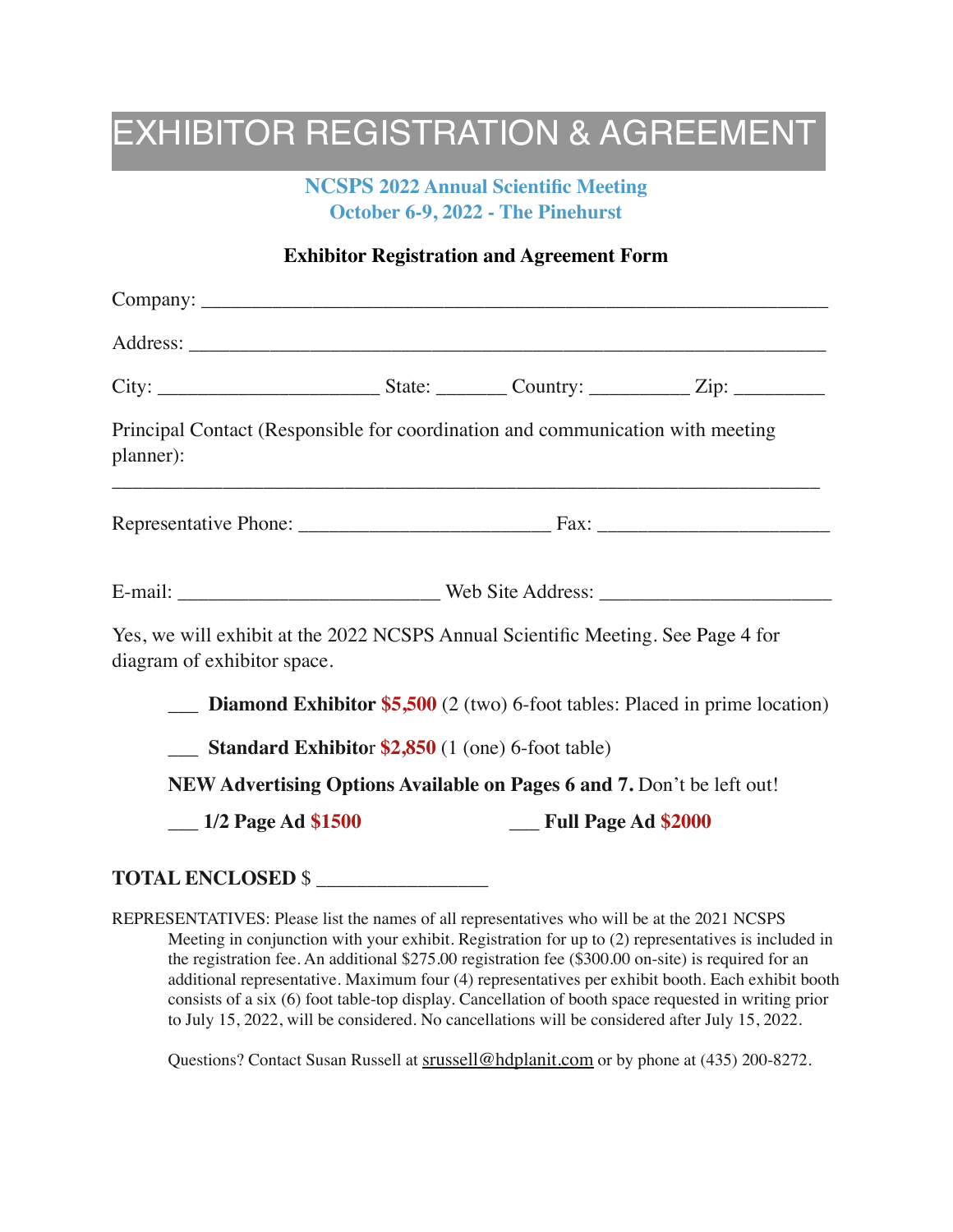# EXHIBITOR REGISTRATION & AGREEMENT

**NCSPS 2022 Annual Scientific Meeting**
**October 6-9, 2022 - The Pinehurst**

**Exhibitor Registration and Agreement Form**

Company: ___________________________________________________________

Address: ___________________________________________________________

City: ______________________ State: _______ Country: __________ Zip: _________

Principal Contact (Responsible for coordination and communication with meeting planner):

______________________________________________________________________

Representative Phone: _________________________ Fax: _______________________

E-mail: __________________________ Web Site Address: _______________________

Yes, we will exhibit at the 2022 NCSPS Annual Scientific Meeting. See Page 4 for diagram of exhibitor space.

___ **Diamond Exhibitor $5,500** (2 (two) 6-foot tables: Placed in prime location)

___ **Standard Exhibitor $2,850** (1 (one) 6-foot table)

**NEW Advertising Options Available on Pages 6 and 7.** Don't be left out!

___ **1/2 Page Ad $1500** ___ **Full Page Ad $2000**

**TOTAL ENCLOSED** $ _________________

REPRESENTATIVES: Please list the names of all representatives who will be at the 2021 NCSPS Meeting in conjunction with your exhibit. Registration for up to (2) representatives is included in the registration fee. An additional $275.00 registration fee ($300.00 on-site) is required for an additional representative. Maximum four (4) representatives per exhibit booth. Each exhibit booth consists of a six (6) foot table-top display. Cancellation of booth space requested in writing prior to July 15, 2022, will be considered. No cancellations will be considered after July 15, 2022.

Questions? Contact Susan Russell at srussell@hdplanit.com or by phone at (435) 200-8272.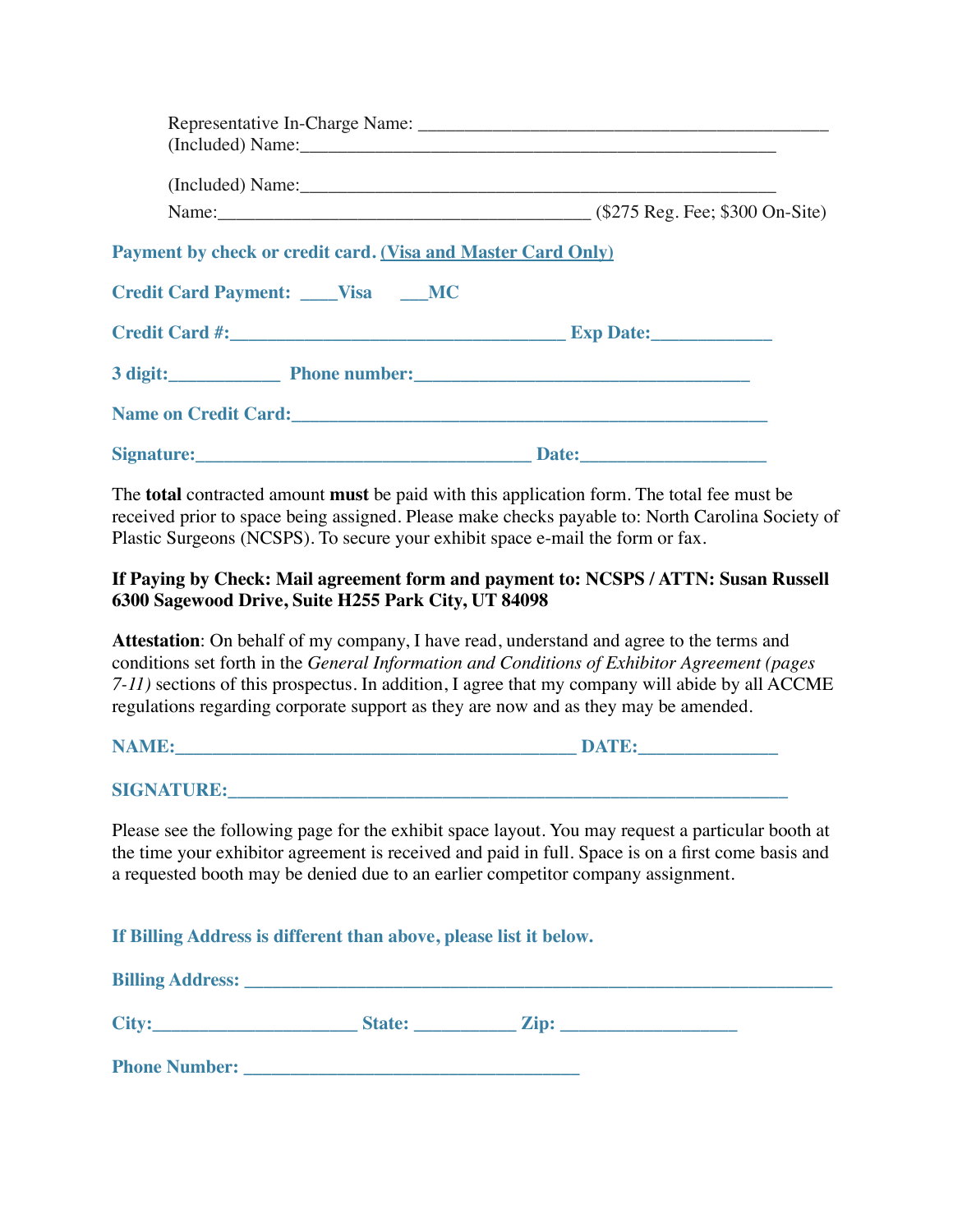Representative In-Charge Name: _____________________________________________
(Included) Name:_____________________________________________________

(Included) Name:_____________________________________________________
Name:________________________________________ ($275 Reg. Fee; $300 On-Site)

**Payment by check or credit card. (Visa and Master Card Only)**

**Credit Card Payment: ____Visa ___MC**

**Credit Card #:____________________________________ Exp Date:_____________**

**3 digit:____________ Phone number:____________________________________**

**Name on Credit Card:____________________________________________________**

**Signature:____________________________________ Date:____________________**

The **total** contracted amount **must** be paid with this application form. The total fee must be received prior to space being assigned. Please make checks payable to: North Carolina Society of Plastic Surgeons (NCSPS). To secure your exhibit space e-mail the form or fax.

**If Paying by Check: Mail agreement form and payment to: NCSPS / ATTN: Susan Russell 6300 Sagewood Drive, Suite H255 Park City, UT 84098**

**Attestation**: On behalf of my company, I have read, understand and agree to the terms and conditions set forth in the *General Information and Conditions of Exhibitor Agreement (pages 7-11)* sections of this prospectus. In addition, I agree that my company will abide by all ACCME regulations regarding corporate support as they are now and as they may be amended.

**NAME:____________________________________________ DATE:_______________**

**SIGNATURE:_____________________________________________________________**

Please see the following page for the exhibit space layout. You may request a particular booth at the time your exhibitor agreement is received and paid in full. Space is on a first come basis and a requested booth may be denied due to an earlier competitor company assignment.

**If Billing Address is different than above, please list it below.**

**Billing Address: _________________________________________________________**

**City:______________________ State: ___________ Zip: ___________________**

**Phone Number: ____________________________________**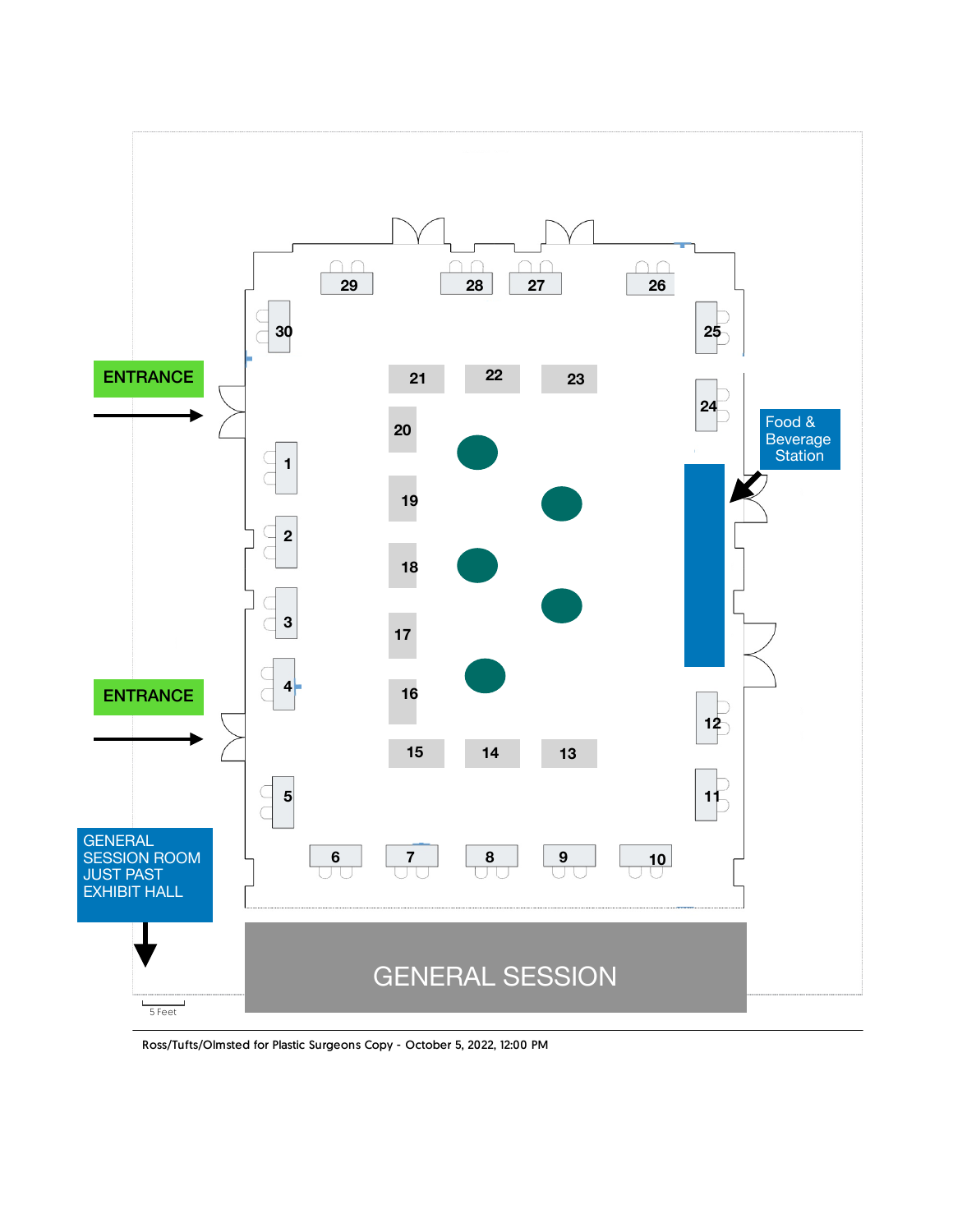ENTRANCE

ENTRANCE

Food & Beverage Station

GENERAL SESSION ROOM JUST PAST EXHIBIT HALL

GENERAL SESSION

29 28 27 26

30 25

21 22 23

24

20

1

19

2

18

3

17

4

16

5

15 14 13

12

11

6 7 8 9 10

5 Feet

Ross/Tufts/Olmsted for Plastic Surgeons Copy - October 5, 2022, 12:00 PM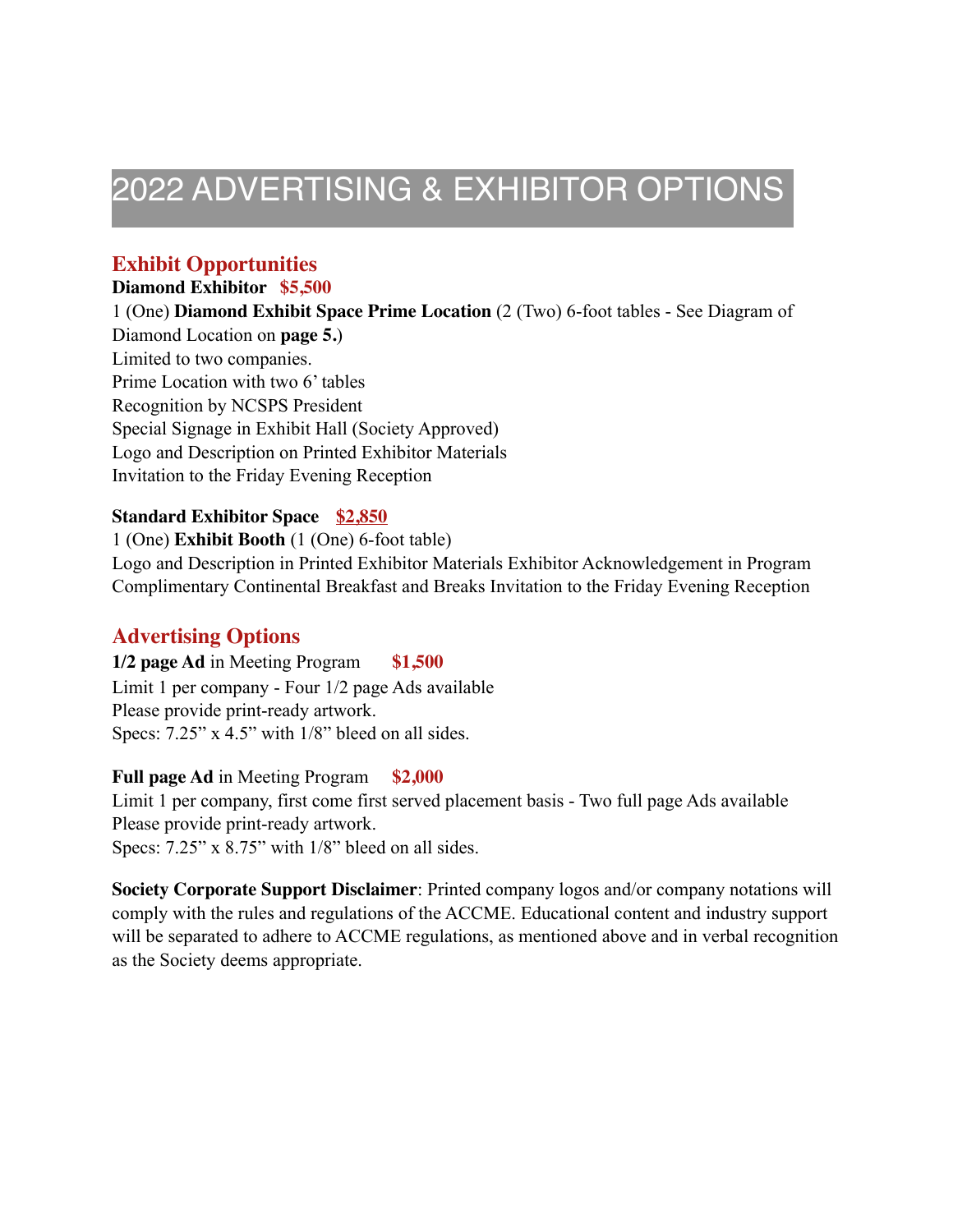# 2022 ADVERTISING & EXHIBITOR OPTIONS

## Exhibit Opportunities

**Diamond Exhibitor** **$5,500**

1 (One) **Diamond Exhibit Space Prime Location** (2 (Two) 6-foot tables - See Diagram of Diamond Location on **page 5.**)
Limited to two companies.
Prime Location with two 6' tables
Recognition by NCSPS President
Special Signage in Exhibit Hall (Society Approved)
Logo and Description on Printed Exhibitor Materials
Invitation to the Friday Evening Reception

**Standard Exhibitor Space** **$2,850**

1 (One) **Exhibit Booth** (1 (One) 6-foot table)
Logo and Description in Printed Exhibitor Materials Exhibitor Acknowledgement in Program
Complimentary Continental Breakfast and Breaks Invitation to the Friday Evening Reception

## Advertising Options

**1/2 page Ad** in Meeting Program **$1,500**

Limit 1 per company - Four 1/2 page Ads available
Please provide print-ready artwork.
Specs: 7.25" x 4.5" with 1/8" bleed on all sides.

**Full page Ad** in Meeting Program **$2,000**

Limit 1 per company, first come first served placement basis - Two full page Ads available
Please provide print-ready artwork.
Specs: 7.25" x 8.75" with 1/8" bleed on all sides.

**Society Corporate Support Disclaimer**: Printed company logos and/or company notations will comply with the rules and regulations of the ACCME. Educational content and industry support will be separated to adhere to ACCME regulations, as mentioned above and in verbal recognition as the Society deems appropriate.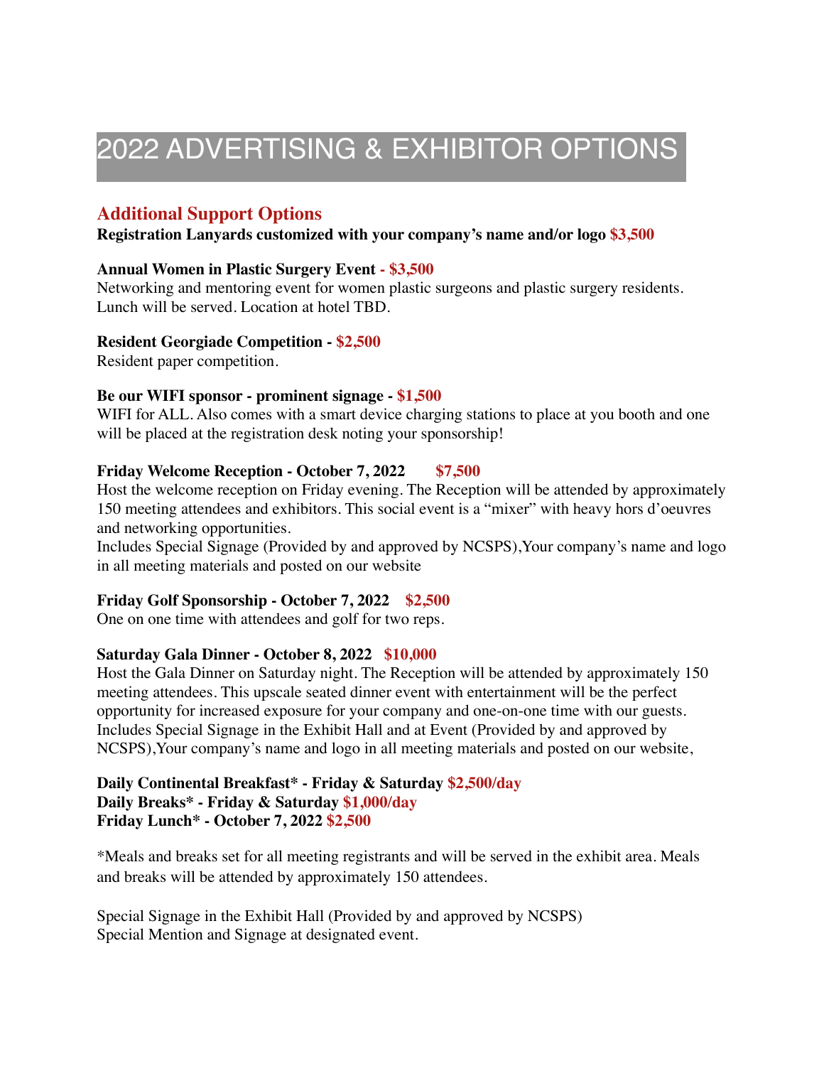# 2022 ADVERTISING & EXHIBITOR OPTIONS

## Additional Support Options

**Registration Lanyards customized with your company's name and/or logo $3,500**

**Annual Women in Plastic Surgery Event - $3,500**
Networking and mentoring event for women plastic surgeons and plastic surgery residents. Lunch will be served. Location at hotel TBD.

**Resident Georgiade Competition - $2,500**
Resident paper competition.

**Be our WIFI sponsor - prominent signage - $1,500**
WIFI for ALL. Also comes with a smart device charging stations to place at you booth and one will be placed at the registration desk noting your sponsorship!

**Friday Welcome Reception - October 7, 2022 $7,500**
Host the welcome reception on Friday evening. The Reception will be attended by approximately 150 meeting attendees and exhibitors. This social event is a "mixer" with heavy hors d'oeuvres and networking opportunities.
Includes Special Signage (Provided by and approved by NCSPS),Your company's name and logo in all meeting materials and posted on our website

**Friday Golf Sponsorship - October 7, 2022 $2,500**
One on one time with attendees and golf for two reps.

**Saturday Gala Dinner - October 8, 2022 $10,000**
Host the Gala Dinner on Saturday night. The Reception will be attended by approximately 150 meeting attendees. This upscale seated dinner event with entertainment will be the perfect opportunity for increased exposure for your company and one-on-one time with our guests.
Includes Special Signage in the Exhibit Hall and at Event (Provided by and approved by NCSPS),Your company's name and logo in all meeting materials and posted on our website,

**Daily Continental Breakfast* - Friday & Saturday $2,500/day**
**Daily Breaks* - Friday & Saturday $1,000/day**
**Friday Lunch* - October 7, 2022 $2,500**

*Meals and breaks set for all meeting registrants and will be served in the exhibit area. Meals and breaks will be attended by approximately 150 attendees.

Special Signage in the Exhibit Hall (Provided by and approved by NCSPS)
Special Mention and Signage at designated event.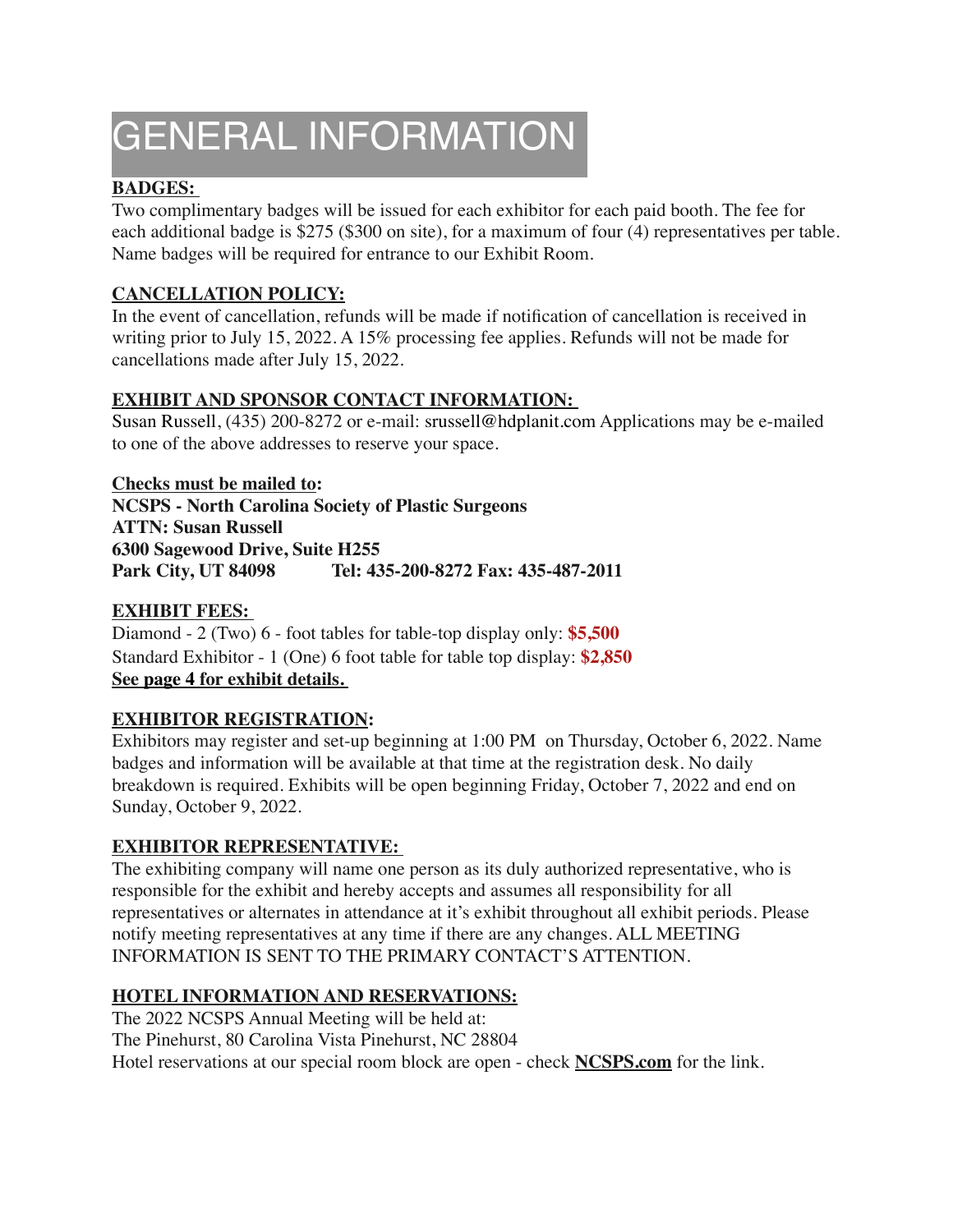# GENERAL INFORMATION

**BADGES:**

Two complimentary badges will be issued for each exhibitor for each paid booth. The fee for each additional badge is $275 ($300 on site), for a maximum of four (4) representatives per table. Name badges will be required for entrance to our Exhibit Room.

**CANCELLATION POLICY:**

In the event of cancellation, refunds will be made if notification of cancellation is received in writing prior to July 15, 2022. A 15% processing fee applies. Refunds will not be made for cancellations made after July 15, 2022.

**EXHIBIT AND SPONSOR CONTACT INFORMATION:**

Susan Russell, (435) 200-8272 or e-mail: srussell@hdplanit.com Applications may be e-mailed to one of the above addresses to reserve your space.

**Checks must be mailed to:**
**NCSPS - North Carolina Society of Plastic Surgeons**
**ATTN: Susan Russell**
**6300 Sagewood Drive, Suite H255**
**Park City, UT 84098 Tel: 435-200-8272 Fax: 435-487-2011**

**EXHIBIT FEES:**

Diamond - 2 (Two) 6 - foot tables for table-top display only: **$5,500**
Standard Exhibitor - 1 (One) 6 foot table for table top display: **$2,850**
**See page 4 for exhibit details.**

**EXHIBITOR REGISTRATION:**

Exhibitors may register and set-up beginning at 1:00 PM on Thursday, October 6, 2022. Name badges and information will be available at that time at the registration desk. No daily breakdown is required. Exhibits will be open beginning Friday, October 7, 2022 and end on Sunday, October 9, 2022.

**EXHIBITOR REPRESENTATIVE:**

The exhibiting company will name one person as its duly authorized representative, who is responsible for the exhibit and hereby accepts and assumes all responsibility for all representatives or alternates in attendance at it's exhibit throughout all exhibit periods. Please notify meeting representatives at any time if there are any changes. ALL MEETING INFORMATION IS SENT TO THE PRIMARY CONTACT'S ATTENTION.

**HOTEL INFORMATION AND RESERVATIONS:**

The 2022 NCSPS Annual Meeting will be held at:
The Pinehurst, 80 Carolina Vista Pinehurst, NC 28804
Hotel reservations at our special room block are open - check **NCSPS.com** for the link.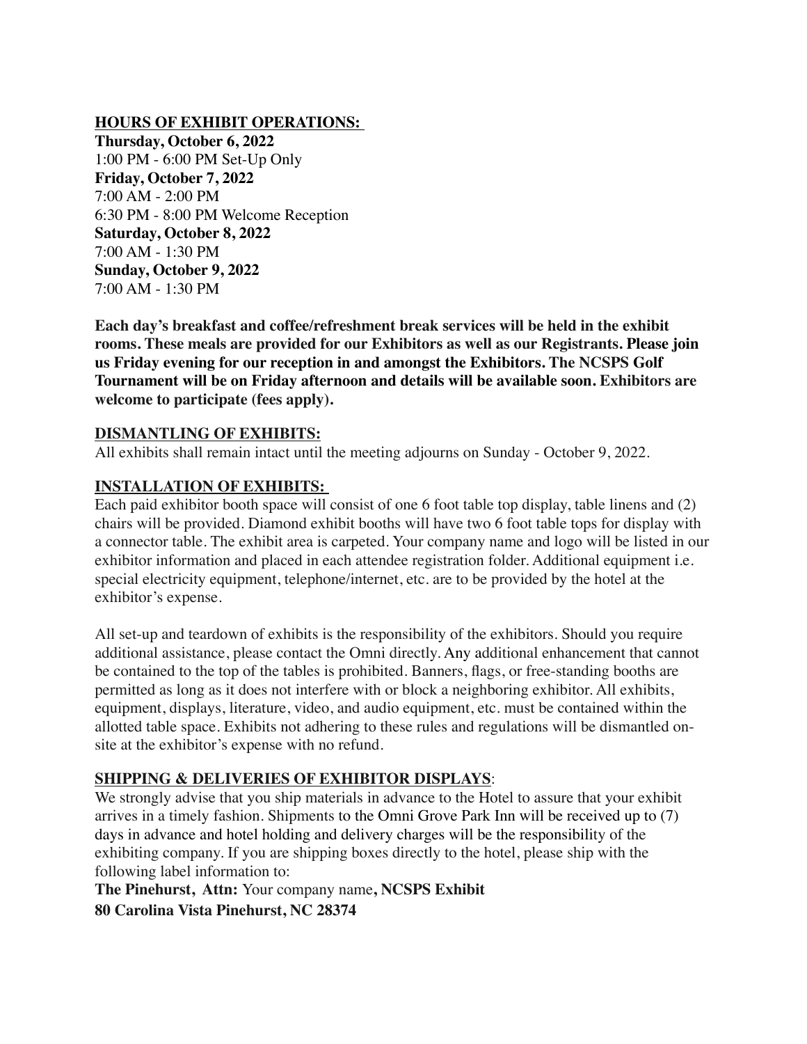**HOURS OF EXHIBIT OPERATIONS:**

**Thursday, October 6, 2022**
1:00 PM - 6:00 PM Set-Up Only
**Friday, October 7, 2022**
7:00 AM - 2:00 PM
6:30 PM - 8:00 PM Welcome Reception
**Saturday, October 8, 2022**
7:00 AM - 1:30 PM
**Sunday, October 9, 2022**
7:00 AM - 1:30 PM

**Each day's breakfast and coffee/refreshment break services will be held in the exhibit rooms. These meals are provided for our Exhibitors as well as our Registrants. Please join us Friday evening for our reception in and amongst the Exhibitors. The NCSPS Golf Tournament will be on Friday afternoon and details will be available soon. Exhibitors are welcome to participate (fees apply).**

**DISMANTLING OF EXHIBITS:**

All exhibits shall remain intact until the meeting adjourns on Sunday - October 9, 2022.

**INSTALLATION OF EXHIBITS:**

Each paid exhibitor booth space will consist of one 6 foot table top display, table linens and (2) chairs will be provided. Diamond exhibit booths will have two 6 foot table tops for display with a connector table. The exhibit area is carpeted. Your company name and logo will be listed in our exhibitor information and placed in each attendee registration folder. Additional equipment i.e. special electricity equipment, telephone/internet, etc. are to be provided by the hotel at the exhibitor's expense.

All set-up and teardown of exhibits is the responsibility of the exhibitors. Should you require additional assistance, please contact the Omni directly. Any additional enhancement that cannot be contained to the top of the tables is prohibited. Banners, flags, or free-standing booths are permitted as long as it does not interfere with or block a neighboring exhibitor. All exhibits, equipment, displays, literature, video, and audio equipment, etc. must be contained within the allotted table space. Exhibits not adhering to these rules and regulations will be dismantled on-site at the exhibitor's expense with no refund.

**SHIPPING & DELIVERIES OF EXHIBITOR DISPLAYS**:

We strongly advise that you ship materials in advance to the Hotel to assure that your exhibit arrives in a timely fashion. Shipments to the Omni Grove Park Inn will be received up to (7) days in advance and hotel holding and delivery charges will be the responsibility of the exhibiting company. If you are shipping boxes directly to the hotel, please ship with the following label information to:

**The Pinehurst, Attn:** Your company name**, NCSPS Exhibit**
**80 Carolina Vista Pinehurst, NC 28374**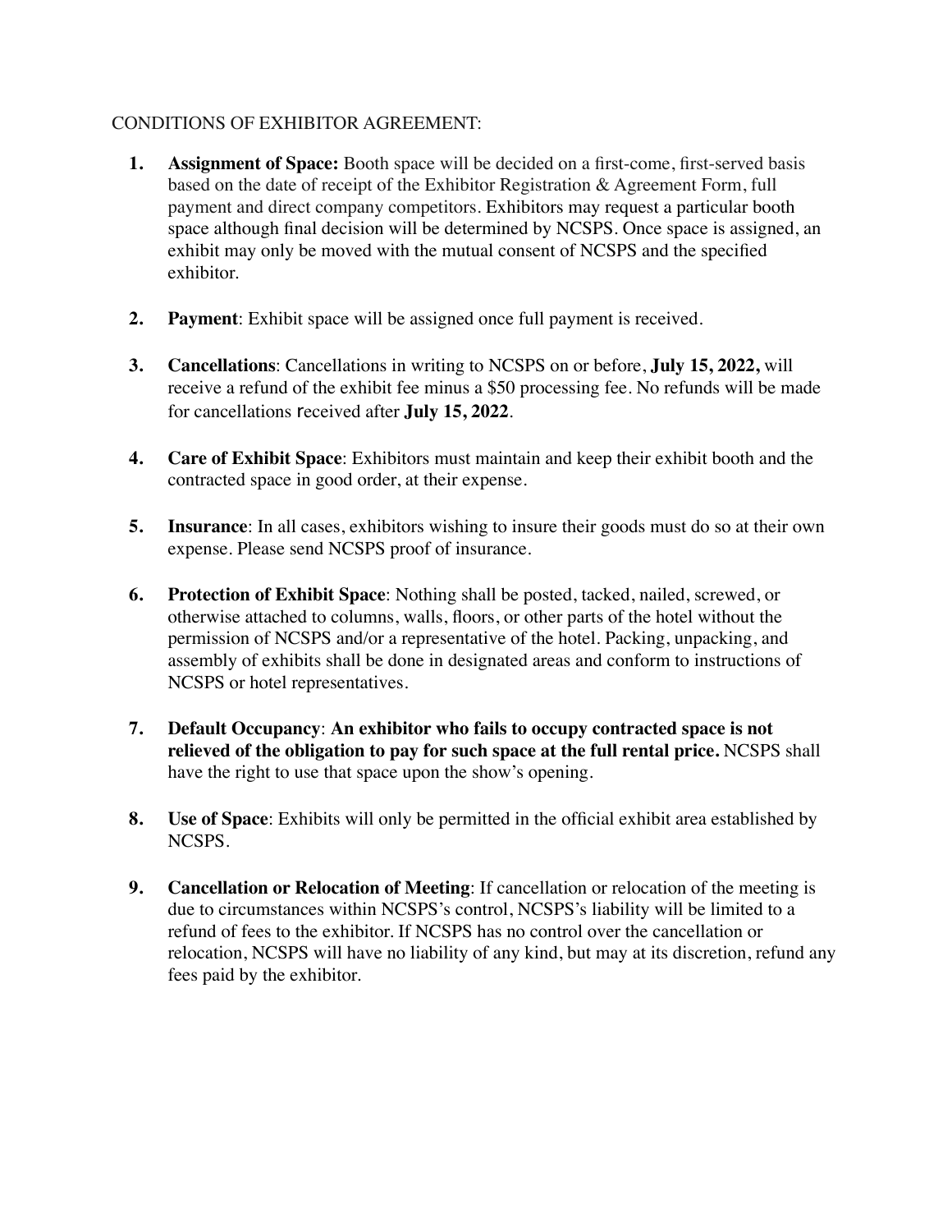CONDITIONS OF EXHIBITOR AGREEMENT:

1. **Assignment of Space:** Booth space will be decided on a first-come, first-served basis based on the date of receipt of the Exhibitor Registration & Agreement Form, full payment and direct company competitors. Exhibitors may request a particular booth space although final decision will be determined by NCSPS. Once space is assigned, an exhibit may only be moved with the mutual consent of NCSPS and the specified exhibitor.

2. **Payment**: Exhibit space will be assigned once full payment is received.

3. **Cancellations**: Cancellations in writing to NCSPS on or before, **July 15, 2022,** will receive a refund of the exhibit fee minus a $50 processing fee. No refunds will be made for cancellations received after **July 15, 2022**.

4. **Care of Exhibit Space**: Exhibitors must maintain and keep their exhibit booth and the contracted space in good order, at their expense.

5. **Insurance**: In all cases, exhibitors wishing to insure their goods must do so at their own expense. Please send NCSPS proof of insurance.

6. **Protection of Exhibit Space**: Nothing shall be posted, tacked, nailed, screwed, or otherwise attached to columns, walls, floors, or other parts of the hotel without the permission of NCSPS and/or a representative of the hotel. Packing, unpacking, and assembly of exhibits shall be done in designated areas and conform to instructions of NCSPS or hotel representatives.

7. **Default Occupancy**: **An exhibitor who fails to occupy contracted space is not relieved of the obligation to pay for such space at the full rental price.** NCSPS shall have the right to use that space upon the show's opening.

8. **Use of Space**: Exhibits will only be permitted in the official exhibit area established by NCSPS.

9. **Cancellation or Relocation of Meeting**: If cancellation or relocation of the meeting is due to circumstances within NCSPS's control, NCSPS's liability will be limited to a refund of fees to the exhibitor. If NCSPS has no control over the cancellation or relocation, NCSPS will have no liability of any kind, but may at its discretion, refund any fees paid by the exhibitor.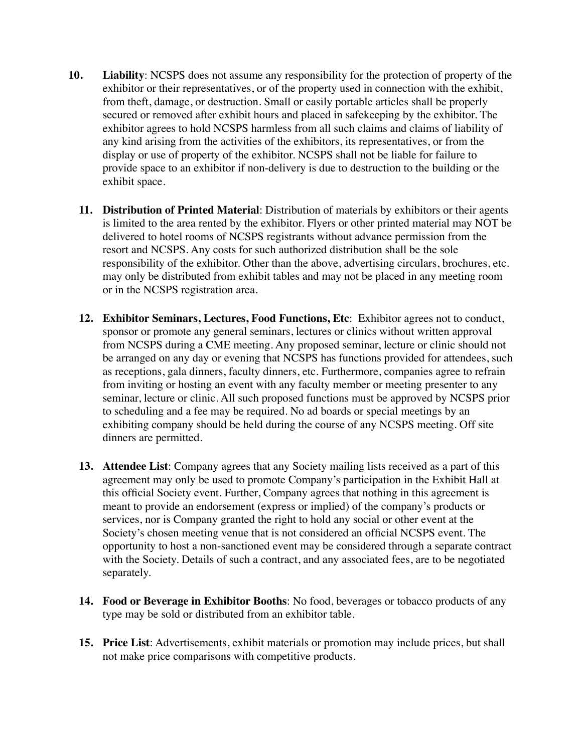10. **Liability**: NCSPS does not assume any responsibility for the protection of property of the exhibitor or their representatives, or of the property used in connection with the exhibit, from theft, damage, or destruction. Small or easily portable articles shall be properly secured or removed after exhibit hours and placed in safekeeping by the exhibitor. The exhibitor agrees to hold NCSPS harmless from all such claims and claims of liability of any kind arising from the activities of the exhibitors, its representatives, or from the display or use of property of the exhibitor. NCSPS shall not be liable for failure to provide space to an exhibitor if non-delivery is due to destruction to the building or the exhibit space.

11. **Distribution of Printed Material**: Distribution of materials by exhibitors or their agents is limited to the area rented by the exhibitor. Flyers or other printed material may NOT be delivered to hotel rooms of NCSPS registrants without advance permission from the resort and NCSPS. Any costs for such authorized distribution shall be the sole responsibility of the exhibitor. Other than the above, advertising circulars, brochures, etc. may only be distributed from exhibit tables and may not be placed in any meeting room or in the NCSPS registration area.

12. **Exhibitor Seminars, Lectures, Food Functions, Etc**: Exhibitor agrees not to conduct, sponsor or promote any general seminars, lectures or clinics without written approval from NCSPS during a CME meeting. Any proposed seminar, lecture or clinic should not be arranged on any day or evening that NCSPS has functions provided for attendees, such as receptions, gala dinners, faculty dinners, etc. Furthermore, companies agree to refrain from inviting or hosting an event with any faculty member or meeting presenter to any seminar, lecture or clinic. All such proposed functions must be approved by NCSPS prior to scheduling and a fee may be required. No ad boards or special meetings by an exhibiting company should be held during the course of any NCSPS meeting. Off site dinners are permitted.

13. **Attendee List**: Company agrees that any Society mailing lists received as a part of this agreement may only be used to promote Company's participation in the Exhibit Hall at this official Society event. Further, Company agrees that nothing in this agreement is meant to provide an endorsement (express or implied) of the company's products or services, nor is Company granted the right to hold any social or other event at the Society's chosen meeting venue that is not considered an official NCSPS event. The opportunity to host a non-sanctioned event may be considered through a separate contract with the Society. Details of such a contract, and any associated fees, are to be negotiated separately.

14. **Food or Beverage in Exhibitor Booths**: No food, beverages or tobacco products of any type may be sold or distributed from an exhibitor table.

15. **Price List**: Advertisements, exhibit materials or promotion may include prices, but shall not make price comparisons with competitive products.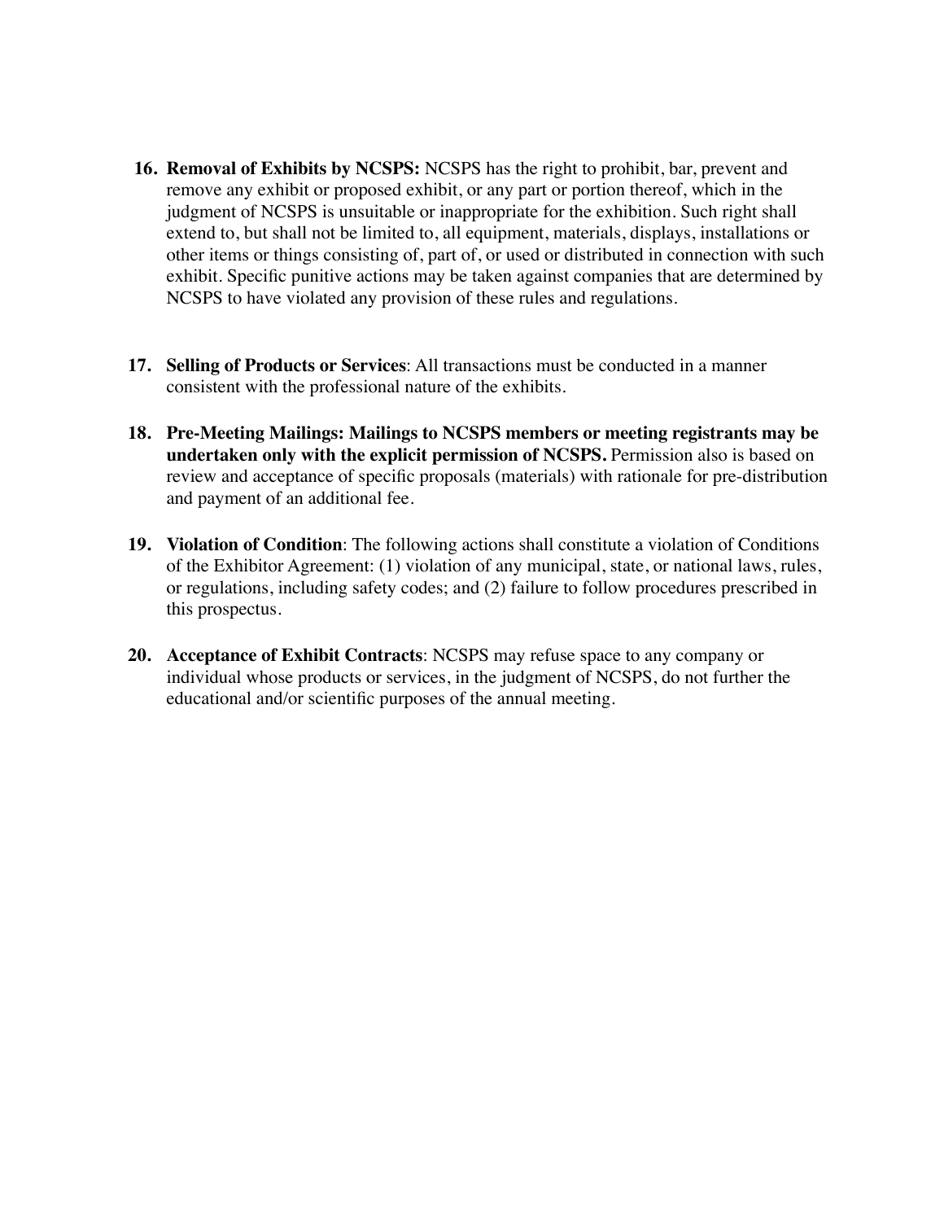16. **Removal of Exhibits by NCSPS:** NCSPS has the right to prohibit, bar, prevent and remove any exhibit or proposed exhibit, or any part or portion thereof, which in the judgment of NCSPS is unsuitable or inappropriate for the exhibition. Such right shall extend to, but shall not be limited to, all equipment, materials, displays, installations or other items or things consisting of, part of, or used or distributed in connection with such exhibit. Specific punitive actions may be taken against companies that are determined by NCSPS to have violated any provision of these rules and regulations.

17. **Selling of Products or Services**: All transactions must be conducted in a manner consistent with the professional nature of the exhibits.

18. **Pre-Meeting Mailings: Mailings to NCSPS members or meeting registrants may be undertaken only with the explicit permission of NCSPS.** Permission also is based on review and acceptance of specific proposals (materials) with rationale for pre-distribution and payment of an additional fee.

19. **Violation of Condition**: The following actions shall constitute a violation of Conditions of the Exhibitor Agreement: (1) violation of any municipal, state, or national laws, rules, or regulations, including safety codes; and (2) failure to follow procedures prescribed in this prospectus.

20. **Acceptance of Exhibit Contracts**: NCSPS may refuse space to any company or individual whose products or services, in the judgment of NCSPS, do not further the educational and/or scientific purposes of the annual meeting.